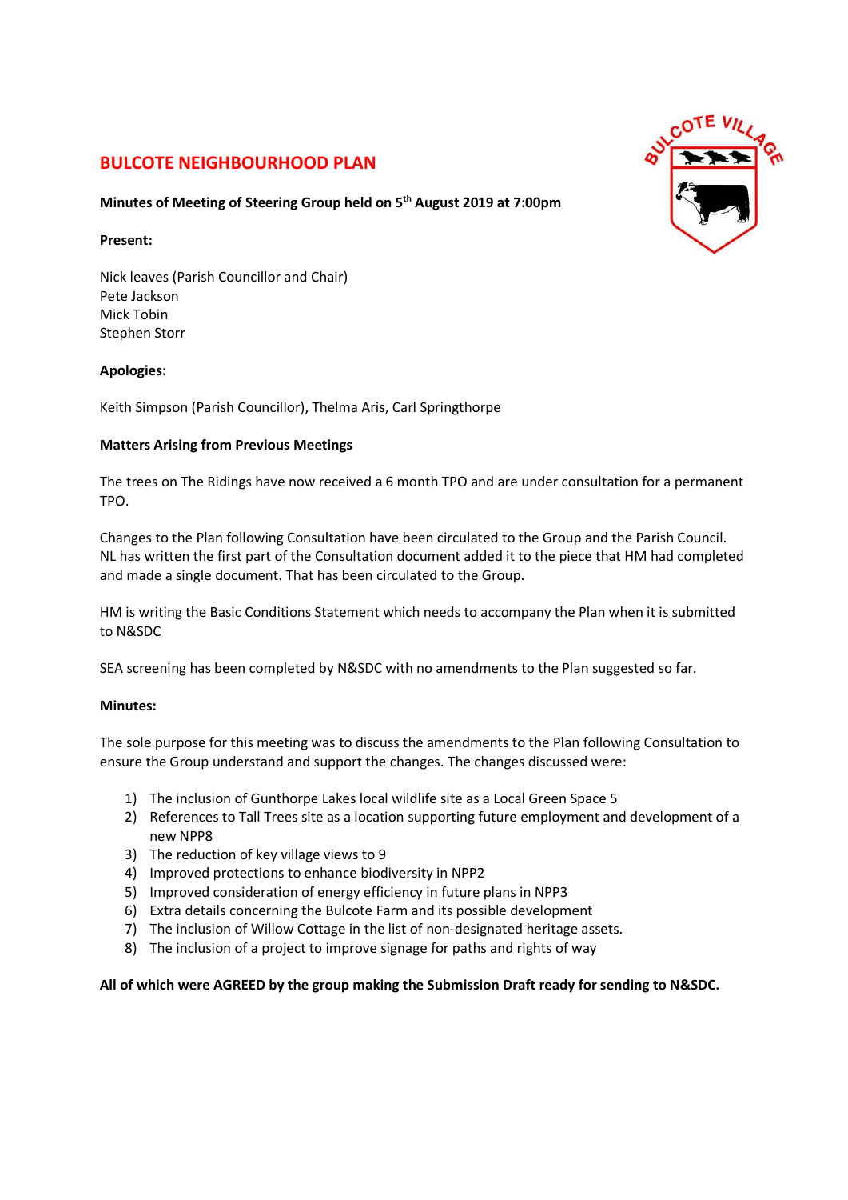# BULCOTE NEIGHBOURHOOD PLAN

**Minutes of Meeting of Steering Group held on 5th August 2019 at 7:00pm**

**Present:**

Nick leaves (Parish Councillor and Chair)
Pete Jackson
Mick Tobin
Stephen Storr

**Apologies:**

Keith Simpson (Parish Councillor), Thelma Aris, Carl Springthorpe

**Matters Arising from Previous Meetings**

The trees on The Ridings have now received a 6 month TPO and are under consultation for a permanent TPO.

Changes to the Plan following Consultation have been circulated to the Group and the Parish Council. NL has written the first part of the Consultation document added it to the piece that HM had completed and made a single document. That has been circulated to the Group.

HM is writing the Basic Conditions Statement which needs to accompany the Plan when it is submitted to N&SDC

SEA screening has been completed by N&SDC with no amendments to the Plan suggested so far.

**Minutes:**

The sole purpose for this meeting was to discuss the amendments to the Plan following Consultation to ensure the Group understand and support the changes. The changes discussed were:

1) The inclusion of Gunthorpe Lakes local wildlife site as a Local Green Space 5
2) References to Tall Trees site as a location supporting future employment and development of a new NPP8
3) The reduction of key village views to 9
4) Improved protections to enhance biodiversity in NPP2
5) Improved consideration of energy efficiency in future plans in NPP3
6) Extra details concerning the Bulcote Farm and its possible development
7) The inclusion of Willow Cottage in the list of non-designated heritage assets.
8) The inclusion of a project to improve signage for paths and rights of way

**All of which were AGREED by the group making the Submission Draft ready for sending to N&SDC.**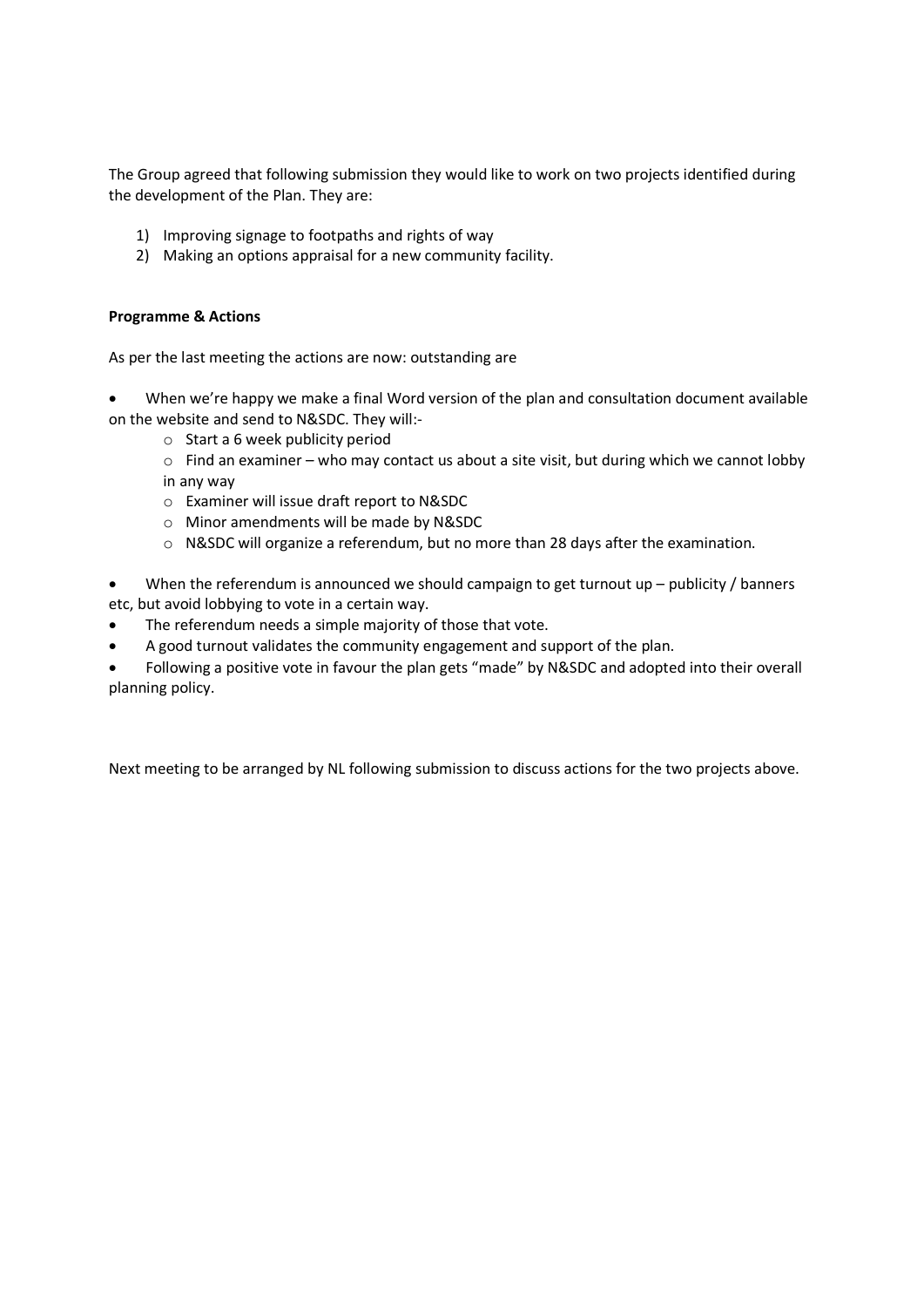The Group agreed that following submission they would like to work on two projects identified during the development of the Plan. They are:

1) Improving signage to footpaths and rights of way
2) Making an options appraisal for a new community facility.

**Programme & Actions**

As per the last meeting the actions are now: outstanding are

- When we're happy we make a final Word version of the plan and consultation document available on the website and send to N&SDC. They will:-
  - Start a 6 week publicity period
  - Find an examiner – who may contact us about a site visit, but during which we cannot lobby in any way
  - Examiner will issue draft report to N&SDC
  - Minor amendments will be made by N&SDC
  - N&SDC will organize a referendum, but no more than 28 days after the examination.
- When the referendum is announced we should campaign to get turnout up – publicity / banners etc, but avoid lobbying to vote in a certain way.
- The referendum needs a simple majority of those that vote.
- A good turnout validates the community engagement and support of the plan.
- Following a positive vote in favour the plan gets "made" by N&SDC and adopted into their overall planning policy.

Next meeting to be arranged by NL following submission to discuss actions for the two projects above.